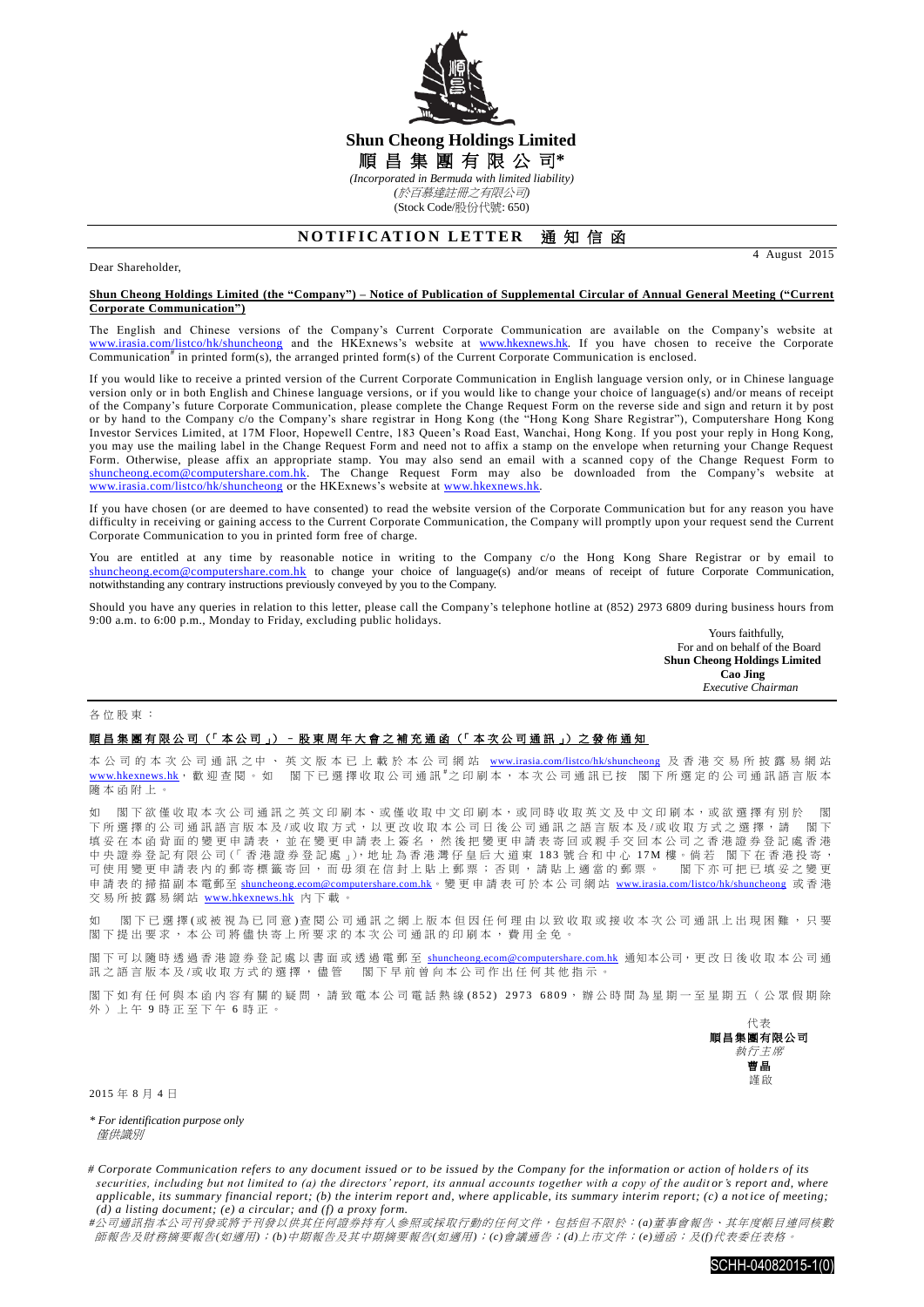# Shun Cheong Holdings Limited

# 順昌集團有限公司*

*(Incorporated in Bermuda with limited liability)*

*(於百慕達註冊之有限公司)*

(Stock Code/股份代號: 650)

## NOTIFICATION LETTER 通知信函

4 August 2015

Dear Shareholder,

**Shun Cheong Holdings Limited (the "Company") – Notice of Publication of Supplemental Circular of Annual General Meeting ("Current Corporate Communication")**

The English and Chinese versions of the Company's Current Corporate Communication are available on the Company's website at www.irasia.com/listco/hk/shuncheong and the HKExnews's website at www.hkexnews.hk. If you have chosen to receive the Corporate Communication# in printed form(s), the arranged printed form(s) of the Current Corporate Communication is enclosed.

If you would like to receive a printed version of the Current Corporate Communication in English language version only, or in Chinese language version only or in both English and Chinese language versions, or if you would like to change your choice of language(s) and/or means of receipt of the Company's future Corporate Communication, please complete the Change Request Form on the reverse side and sign and return it by post or by hand to the Company c/o the Company's share registrar in Hong Kong (the "Hong Kong Share Registrar"), Computershare Hong Kong Investor Services Limited, at 17M Floor, Hopewell Centre, 183 Queen's Road East, Wanchai, Hong Kong. If you post your reply in Hong Kong, you may use the mailing label in the Change Request Form and need not to affix a stamp on the envelope when returning your Change Request Form. Otherwise, please affix an appropriate stamp. You may also send an email with a scanned copy of the Change Request Form to shuncheong.ecom@computershare.com.hk. The Change Request Form may also be downloaded from the Company's website at www.irasia.com/listco/hk/shuncheong or the HKExnews's website at www.hkexnews.hk.

If you have chosen (or are deemed to have consented) to read the website version of the Corporate Communication but for any reason you have difficulty in receiving or gaining access to the Current Corporate Communication, the Company will promptly upon your request send the Current Corporate Communication to you in printed form free of charge.

You are entitled at any time by reasonable notice in writing to the Company c/o the Hong Kong Share Registrar or by email to shuncheong.ecom@computershare.com.hk to change your choice of language(s) and/or means of receipt of future Corporate Communication, notwithstanding any contrary instructions previously conveyed by you to the Company.

Should you have any queries in relation to this letter, please call the Company's telephone hotline at (852) 2973 6809 during business hours from 9:00 a.m. to 6:00 p.m., Monday to Friday, excluding public holidays.

Yours faithfully,
For and on behalf of the Board
**Shun Cheong Holdings Limited**
**Cao Jing**
*Executive Chairman*

---

各位股東：

**順昌集團有限公司（「本公司」）－股東周年大會之補充通函（「本次公司通訊」）之發佈通知**

本公司的本次公司通訊之中、英文版本已上載於本公司網站 www.irasia.com/listco/hk/shuncheong 及香港交易所披露易網站 www.hkexnews.hk，歡迎查閱。如 閣下已選擇收取公司通訊#之印刷本，本次公司通訊已按 閣下所選定的公司通訊語言版本隨本函附上。

如 閣下欲僅收取本次公司通訊之英文印刷本、或僅收取中文印刷本，或同時收取英文及中文印刷本，或欲選擇有別於 閣下所選擇的公司通訊語言版本及/或收取方式，以更改收取本公司日後公司通訊之語言版本及/或收取方式之選擇，請 閣下填妥在本函背面的變更申請表，並在變更申請表上簽名，然後把變更申請表寄回或親手交回本公司之香港證券登記處香港中央證券登記有限公司(「香港證券登記處」)，地址為香港灣仔皇后大道東 183 號合和中心 17M 樓。倘若 閣下在香港投寄，可使用變更申請表內的郵寄標籤寄回，而毋須在信封上貼上郵票；否則，請貼上適當的郵票。 閣下亦可把已填妥之變更申請表的掃描副本電郵至 shuncheong.ecom@computershare.com.hk。變更申請表可於本公司網站 www.irasia.com/listco/hk/shuncheong 或香港交易所披露易網站 www.hkexnews.hk 內下載。

如 閣下已選擇(或被視為已同意)查閱公司通訊之網上版本但因任何理由以致收取或接收本次公司通訊上出現困難，只要 閣下提出要求，本公司將盡快寄上所要求的本次公司通訊的印刷本，費用全免。

閣下可以隨時透過香港證券登記處以書面或透過電郵至 shuncheong.ecom@computershare.com.hk 通知本公司，更改日後收取本公司通訊之語言版本及/或收取方式的選擇，儘管 閣下早前曾向本公司作出任何其他指示。

閣下如有任何與本函內容有關的疑問，請致電本公司電話熱線(852) 2973 6809，辦公時間為星期一至星期五（公眾假期除外）上午 9 時正至下午 6 時正。

代表
**順昌集團有限公司**
*執行主席*
**曹晶**
謹啟

2015 年 8 月 4 日

*\* For identification purpose only*
*僅供識別*

*# Corporate Communication refers to any document issued or to be issued by the Company for the information or action of holders of its securities, including but not limited to (a) the directors' report, its annual accounts together with a copy of the auditor's report and, where applicable, its summary financial report; (b) the interim report and, where applicable, its summary interim report; (c) a notice of meeting; (d) a listing document; (e) a circular; and (f) a proxy form.*

*#公司通訊指本公司刊發或將予刊發以供其任何證券持有人參照或採取行動的任何文件，包括但不限於：(a)董事會報告、其年度帳目連同核數師報告及財務摘要報告(如適用)；(b)中期報告及其中期摘要報告(如適用)；(c)會議通告；(d)上市文件；(e)通函；及(f)代表委任表格。*

SCHH-04082015-1(0)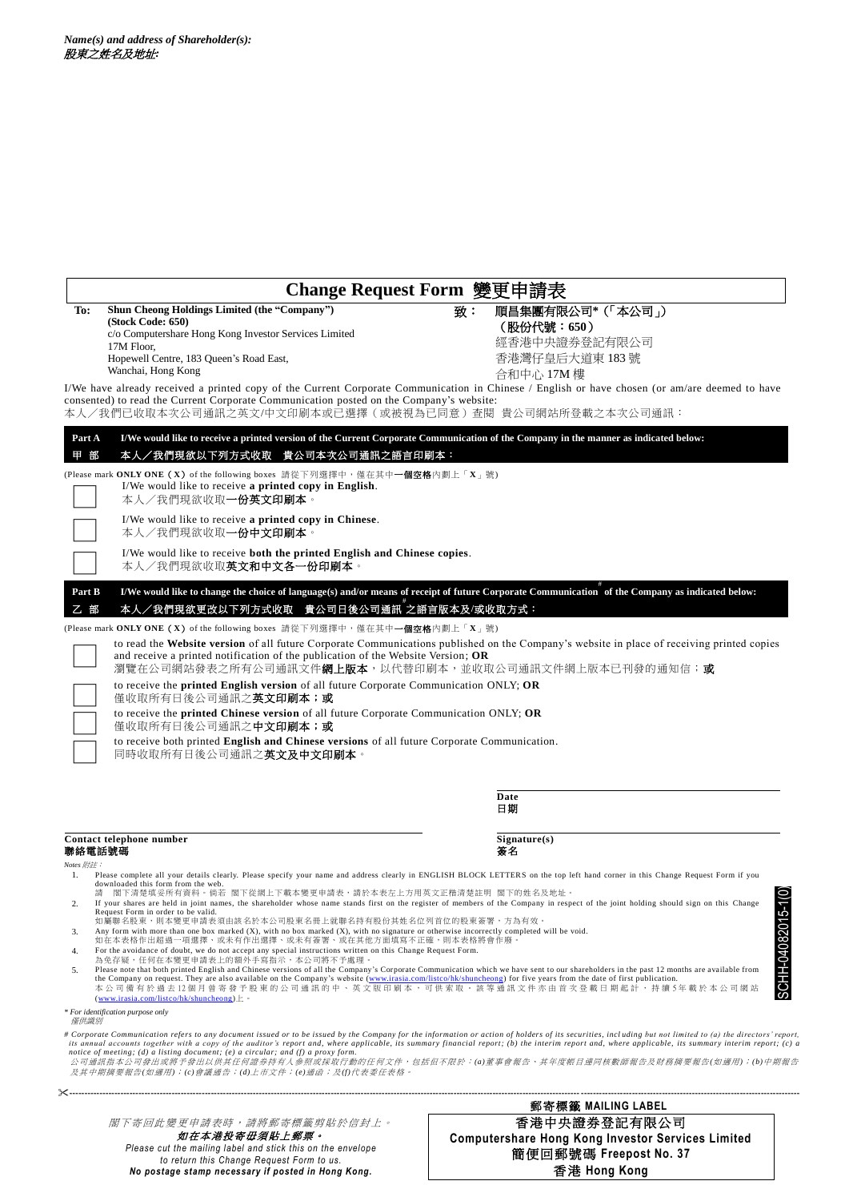*Name(s) and address of Shareholder(s):*
*股東之姓名及地址:*

# Change Request Form 變更申請表

**To:** **Shun Cheong Holdings Limited (the "Company")**
**(Stock Code: 650)**
c/o Computershare Hong Kong Investor Services Limited
17M Floor,
Hopewell Centre, 183 Queen's Road East,
Wanchai, Hong Kong

**致：** **順昌集團有限公司\*（「本公司」）**
**（股份代號：650）**
經香港中央證券登記有限公司
香港灣仔皇后大道東183號
合和中心17M樓

I/We have already received a printed copy of the Current Corporate Communication in Chinese / English or have chosen (or am/are deemed to have consented) to read the Current Corporate Communication posted on the Company's website:
本人／我們已收取本次公司通訊之英文/中文印刷本或已選擇（或被視為已同意）查閱 貴公司網站所登載之本次公司通訊：

**Part A I/We would like to receive a printed version of the Current Corporate Communication of the Company in the manner as indicated below:**
**甲 部 本人／我們現欲以下列方式收取 貴公司本次公司通訊之語言印刷本：**

(Please mark **ONLY ONE** (**X**) of the following boxes 請從下列選擇中，僅在其中**一個空格**內劃上「**X**」號)

☐ I/We would like to receive **a printed copy in English**.
本人／我們現欲收取**一份英文印刷本**。

☐ I/We would like to receive **a printed copy in Chinese**.
本人／我們現欲收取**一份中文印刷本**。

☐ I/We would like to receive **both the printed English and Chinese copies**.
本人／我們現欲收取**英文和中文各一份印刷本**。

**Part B I/We would like to change the choice of language(s) and/or means of receipt of future Corporate Communication# of the Company as indicated below:**
**乙 部 本人／我們現欲更改以下列方式收取 貴公司日後公司通訊#之語言版本及/或收取方式：**

(Please mark **ONLY ONE** (**X**) of the following boxes 請從下列選擇中，僅在其中**一個空格**內劃上「**X**」號)

☐ to read the **Website version** of all future Corporate Communications published on the Company's website in place of receiving printed copies and receive a printed notification of the publication of the Website Version; **OR**
瀏覽在公司網站發表之所有公司通訊文件**網上版本**，以代替印刷本，並收取公司通訊文件網上版本已刊發的通知信；**或**

☐ to receive the **printed English version** of all future Corporate Communication ONLY; **OR**
僅收取所有日後公司通訊之**英文印刷本；或**

☐ to receive the **printed Chinese version** of all future Corporate Communication ONLY; **OR**
僅收取所有日後公司通訊之**中文印刷本；或**

☐ to receive both printed **English and Chinese versions** of all future Corporate Communication.
同時收取所有日後公司通訊之**英文及中文印刷本**。

**Date**
**日期**

**Contact telephone number**
**聯絡電話號碼**

**Signature(s)**
**簽名**

*Notes 附註：*

1. Please complete all your details clearly. Please specify your name and address clearly in ENGLISH BLOCK LETTERS on the top left hand corner in this Change Request Form if you downloaded this form from the web.
請 閣下清楚填妥所有資料。倘若 閣下從網上下載本變更申請表，請於本表左上方用英文正楷清楚註明 閣下的姓名及地址。
2. If your shares are held in joint names, the shareholder whose name stands first on the register of members of the Company in respect of the joint holding should sign on this Change Request Form in order to be valid.
如屬聯名股東，則本變更申請表須由該名於本公司股東名冊上就聯名持有股份其姓名位列首位的股東簽署，方為有效。
3. Any form with more than one box marked (X), with no box marked (X), with no signature or otherwise incorrectly completed will be void.
如在本表格作出超過一項選擇、或未有作出選擇、或未有簽署，或在其他方面填寫不正確，則本表格將會作廢。
4. For the avoidance of doubt, we do not accept any special instructions written on this Change Request Form.
為免存疑，任何在本變更申請表上的額外手寫指示，本公司將不予處理。
5. Please note that both printed English and Chinese versions of all the Company's Corporate Communication which we have sent to our shareholders in the past 12 months are available from the Company on request. They are also available on the Company's website (www.irasia.com/listco/hk/shuncheong) for five years from the date of first publication.
本公司備有於過去12個月曾寄發予股東的公司通訊的中、英文版印刷本，可供索取，該等通訊文件亦由首次登載日期起計，持續5年載於本公司網站(www.irasia.com/listco/hk/shuncheong)上。

*\* For identification purpose only*
*僅供識別*

*# Corporate Communication refers to any document issued or to be issued by the Company for the information or action of holders of its securities, including but not limited to (a) the directors' report, its annual accounts together with a copy of the auditor's report and, where applicable, its summary financial report; (b) the interim report and, where applicable, its summary interim report; (c) a notice of meeting; (d) a listing document; (e) a circular; and (f) a proxy form.*
*公司通訊指本公司發出或將予發出以供其任何證券持有人參照或採取行動的任何文件，包括但不限於：(a)董事會報告、其年度帳目連同核數師報告及財務摘要報告(如適用)；(b)中期報告及其中期摘要報告(如適用)；(c)會議通告；(d)上市文件；(e)通函；及(f)代表委任表格。*

SCHH-04082015-1(0)

---

*閣下寄回此變更申請表時，請將郵寄標籤剪貼於信封上。*
***如在本港投寄毋須貼上郵票。***
*Please cut the mailing label and stick this on the envelope to return this Change Request Form to us.*
***No postage stamp necessary if posted in Hong Kong.***

**郵寄標籤 MAILING LABEL**
**香港中央證券登記有限公司**
**Computershare Hong Kong Investor Services Limited**
**簡便回郵號碼 Freepost No. 37**
**香港 Hong Kong**